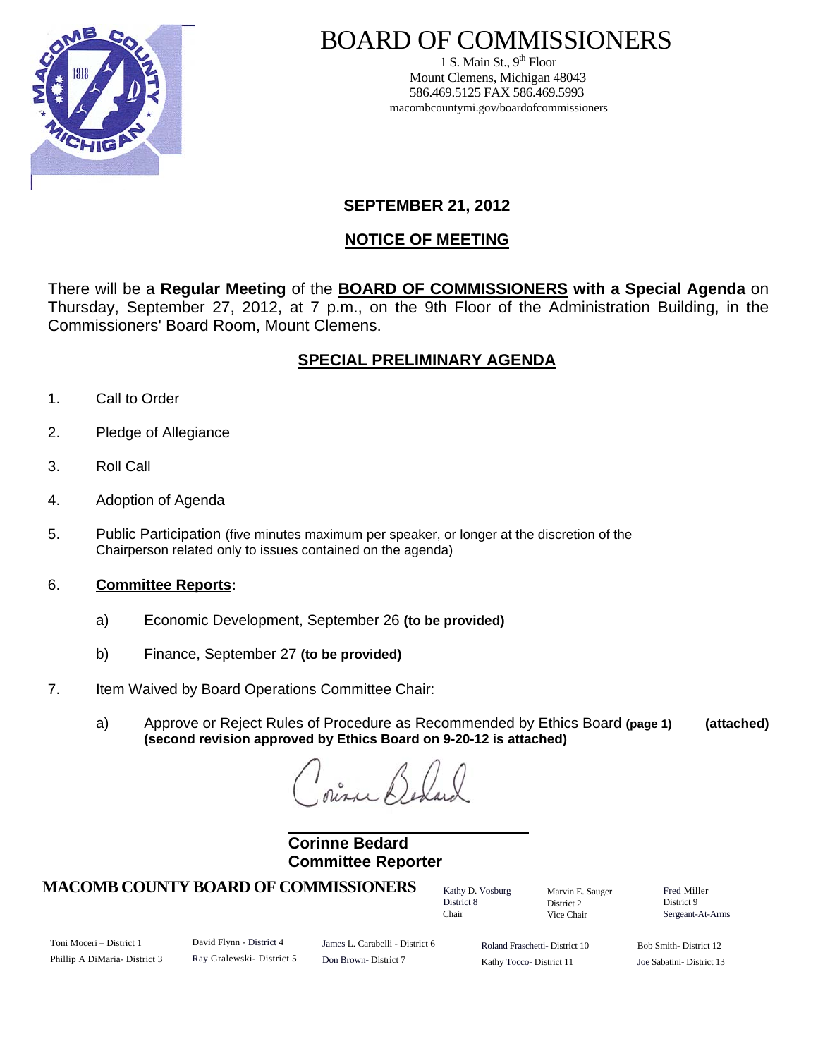# BOARD OF COMMISSIONERS

1 S. Main St., 9th Floor
Mount Clemens, Michigan 48043
586.469.5125 FAX 586.469.5993
macombcountymi.gov/boardofcommissioners

**SEPTEMBER 21, 2012**

## NOTICE OF MEETING

There will be a **Regular Meeting** of the **BOARD OF COMMISSIONERS with a Special Agenda** on Thursday, September 27, 2012, at 7 p.m., on the 9th Floor of the Administration Building, in the Commissioners' Board Room, Mount Clemens.

## SPECIAL PRELIMINARY AGENDA

1. Call to Order
2. Pledge of Allegiance
3. Roll Call
4. Adoption of Agenda
5. Public Participation (five minutes maximum per speaker, or longer at the discretion of the Chairperson related only to issues contained on the agenda)
6. **Committee Reports:**
   - a) Economic Development, September 26 **(to be provided)**
   - b) Finance, September 27 **(to be provided)**
7. Item Waived by Board Operations Committee Chair:
   - a) Approve or Reject Rules of Procedure as Recommended by Ethics Board **(page 1) (attached) (second revision approved by Ethics Board on 9-20-12 is attached)**

**Corinne Bedard**
**Committee Reporter**

**MACOMB COUNTY BOARD OF COMMISSIONERS**

Kathy D. Vosburg, District 8, Chair
Marvin E. Sauger, District 2, Vice Chair
Fred Miller, District 9, Sergeant-At-Arms

Toni Moceri – District 1
Phillip A DiMaria- District 3
David Flynn - District 4
Ray Gralewski- District 5
James L. Carabelli - District 6
Don Brown- District 7
Roland Fraschetti- District 10
Kathy Tocco- District 11
Bob Smith- District 12
Joe Sabatini- District 13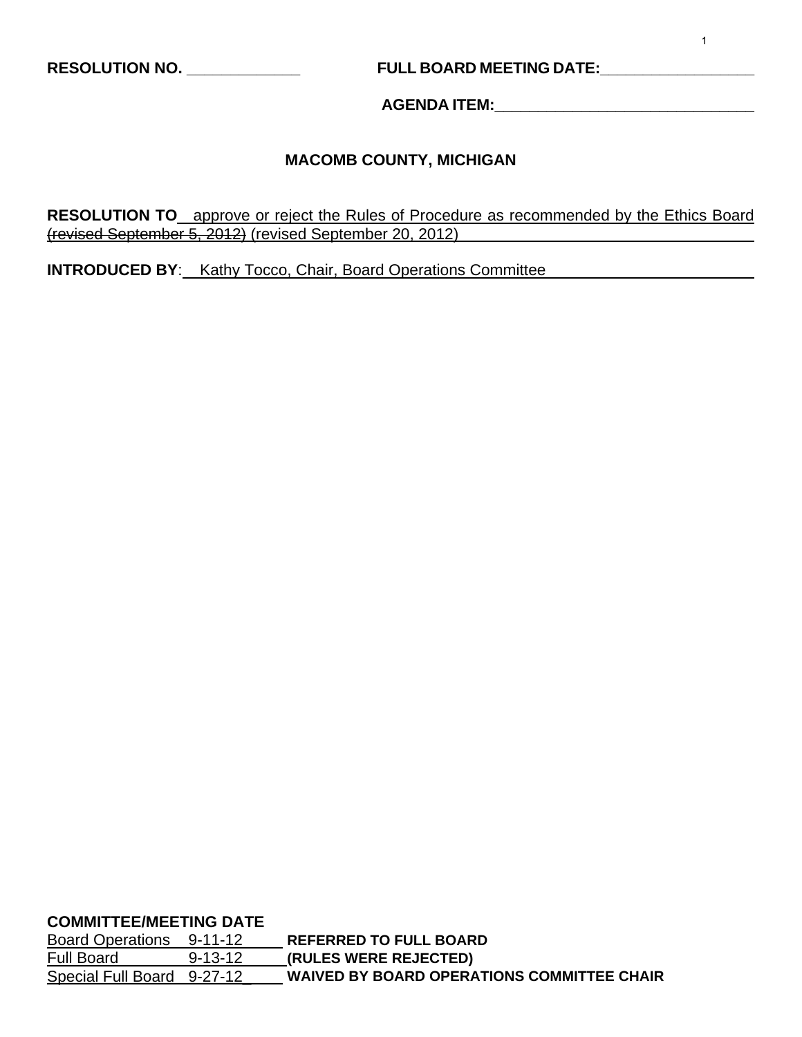**RESOLUTION NO. _____________** **FULL BOARD MEETING DATE:_________________**

**AGENDA ITEM:______________________________**

## MACOMB COUNTY, MICHIGAN

**RESOLUTION TO** approve or reject the Rules of Procedure as recommended by the Ethics Board ~~(revised September 5, 2012)~~ (revised September 20, 2012)

**INTRODUCED BY**: Kathy Tocco, Chair, Board Operations Committee

**COMMITTEE/MEETING DATE**

| Committee | Date | Action |
|---|---|---|
| Board Operations | 9-11-12 | **REFERRED TO FULL BOARD** |
| Full Board | 9-13-12 | **(RULES WERE REJECTED)** |
| Special Full Board | 9-27-12 | **WAIVED BY BOARD OPERATIONS COMMITTEE CHAIR** |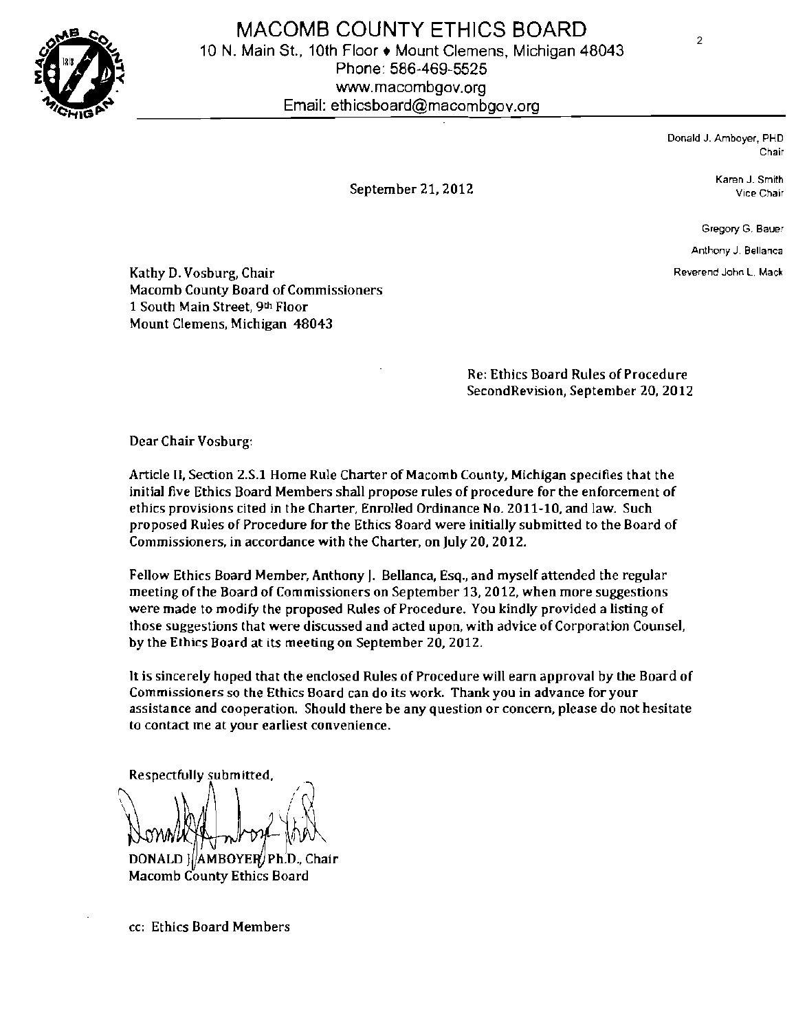# MACOMB COUNTY ETHICS BOARD

10 N. Main St., 10th Floor ♦ Mount Clemens, Michigan 48043
Phone: 586-469-5525
www.macombgov.org
Email: ethicsboard@macombgov.org

Donald J. Amboyer, PHD
Chair

Karen J. Smith
Vice Chair

Gregory G. Bauer

Anthony J. Bellanca

Reverend John L. Mack

September 21, 2012

Kathy D. Vosburg, Chair
Macomb County Board of Commissioners
1 South Main Street, 9th Floor
Mount Clemens, Michigan 48043

Re: Ethics Board Rules of Procedure
SecondRevision, September 20, 2012

Dear Chair Vosburg:

Article II, Section 2.S.1 Home Rule Charter of Macomb County, Michigan specifies that the initial five Ethics Board Members shall propose rules of procedure for the enforcement of ethics provisions cited in the Charter, Enrolled Ordinance No. 2011-10, and law. Such proposed Rules of Procedure for the Ethics 8oard were initially submitted to the Board of Commissioners, in accordance with the Charter, on July 20, 2012.

Fellow Ethics Board Member, Anthony J. Bellanca, Esq., and myself attended the regular meeting of the Board of Commissioners on September 13, 2012, when more suggestions were made to modify the proposed Rules of Procedure. You kindly provided a listing of those suggestions that were discussed and acted upon, with advice of Corporation Counsel, by the Ethics Board at its meeting on September 20, 2012.

It is sincerely hoped that the enclosed Rules of Procedure will earn approval by the Board of Commissioners so the Ethics Board can do its work. Thank you in advance for your assistance and cooperation. Should there be any question or concern, please do not hesitate to contact me at your earliest convenience.

Respectfully submitted,

DONALD J. AMBOYER, Ph.D., Chair
Macomb County Ethics Board

cc: Ethics Board Members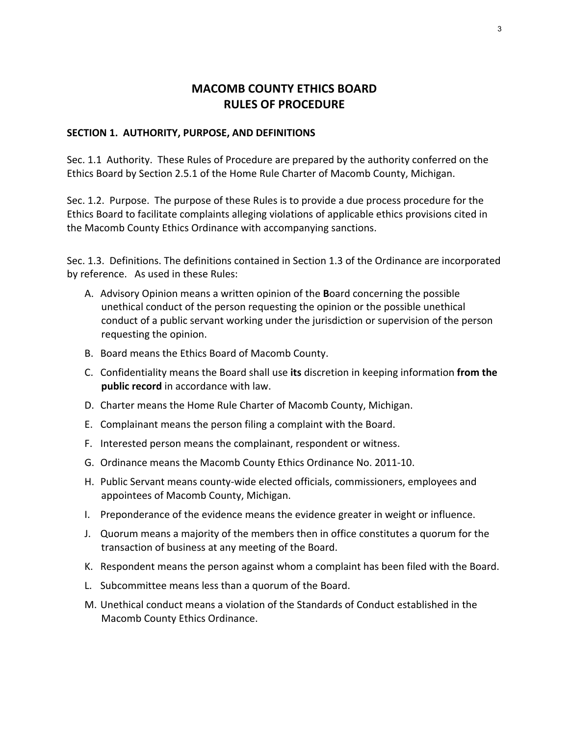# MACOMB COUNTY ETHICS BOARD
# RULES OF PROCEDURE

## SECTION 1. AUTHORITY, PURPOSE, AND DEFINITIONS

Sec. 1.1 Authority. These Rules of Procedure are prepared by the authority conferred on the Ethics Board by Section 2.5.1 of the Home Rule Charter of Macomb County, Michigan.

Sec. 1.2. Purpose. The purpose of these Rules is to provide a due process procedure for the Ethics Board to facilitate complaints alleging violations of applicable ethics provisions cited in the Macomb County Ethics Ordinance with accompanying sanctions.

Sec. 1.3. Definitions. The definitions contained in Section 1.3 of the Ordinance are incorporated by reference. As used in these Rules:

A. Advisory Opinion means a written opinion of the **B**oard concerning the possible unethical conduct of the person requesting the opinion or the possible unethical conduct of a public servant working under the jurisdiction or supervision of the person requesting the opinion.

B. Board means the Ethics Board of Macomb County.

C. Confidentiality means the Board shall use **its** discretion in keeping information **from the public record** in accordance with law.

D. Charter means the Home Rule Charter of Macomb County, Michigan.

E. Complainant means the person filing a complaint with the Board.

F. Interested person means the complainant, respondent or witness.

G. Ordinance means the Macomb County Ethics Ordinance No. 2011-10.

H. Public Servant means county-wide elected officials, commissioners, employees and appointees of Macomb County, Michigan.

I. Preponderance of the evidence means the evidence greater in weight or influence.

J. Quorum means a majority of the members then in office constitutes a quorum for the transaction of business at any meeting of the Board.

K. Respondent means the person against whom a complaint has been filed with the Board.

L. Subcommittee means less than a quorum of the Board.

M. Unethical conduct means a violation of the Standards of Conduct established in the Macomb County Ethics Ordinance.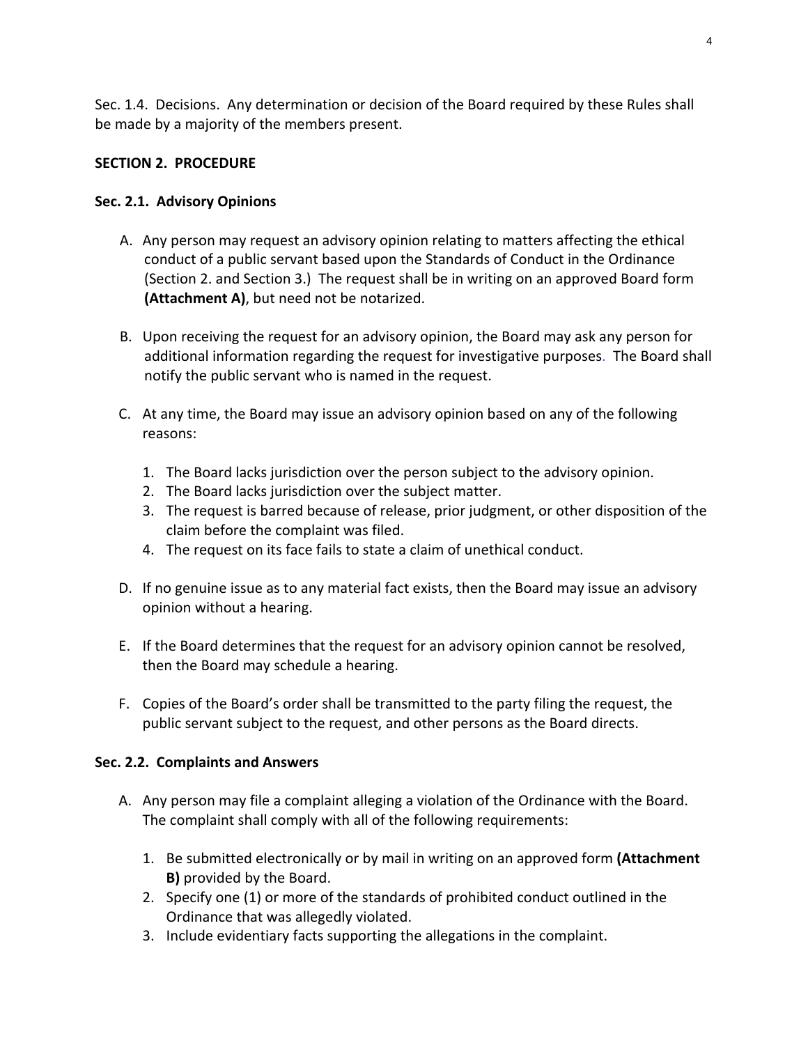Sec. 1.4. Decisions. Any determination or decision of the Board required by these Rules shall be made by a majority of the members present.

**SECTION 2. PROCEDURE**

**Sec. 2.1. Advisory Opinions**

A. Any person may request an advisory opinion relating to matters affecting the ethical conduct of a public servant based upon the Standards of Conduct in the Ordinance (Section 2. and Section 3.) The request shall be in writing on an approved Board form **(Attachment A)**, but need not be notarized.

B. Upon receiving the request for an advisory opinion, the Board may ask any person for additional information regarding the request for investigative purposes. The Board shall notify the public servant who is named in the request.

C. At any time, the Board may issue an advisory opinion based on any of the following reasons:

   1. The Board lacks jurisdiction over the person subject to the advisory opinion.
   2. The Board lacks jurisdiction over the subject matter.
   3. The request is barred because of release, prior judgment, or other disposition of the claim before the complaint was filed.
   4. The request on its face fails to state a claim of unethical conduct.

D. If no genuine issue as to any material fact exists, then the Board may issue an advisory opinion without a hearing.

E. If the Board determines that the request for an advisory opinion cannot be resolved, then the Board may schedule a hearing.

F. Copies of the Board's order shall be transmitted to the party filing the request, the public servant subject to the request, and other persons as the Board directs.

**Sec. 2.2. Complaints and Answers**

A. Any person may file a complaint alleging a violation of the Ordinance with the Board. The complaint shall comply with all of the following requirements:

   1. Be submitted electronically or by mail in writing on an approved form **(Attachment B)** provided by the Board.
   2. Specify one (1) or more of the standards of prohibited conduct outlined in the Ordinance that was allegedly violated.
   3. Include evidentiary facts supporting the allegations in the complaint.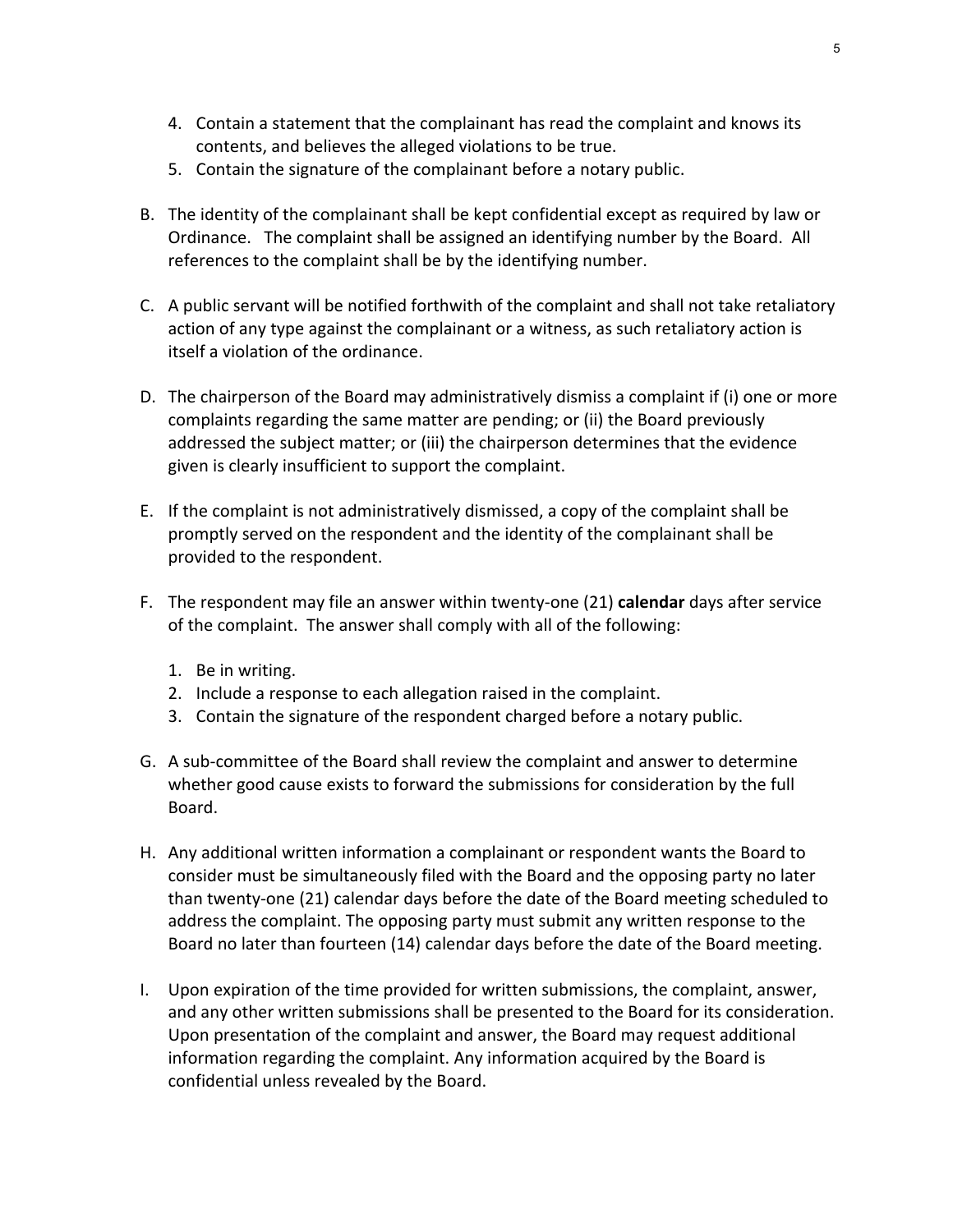4. Contain a statement that the complainant has read the complaint and knows its contents, and believes the alleged violations to be true.
5. Contain the signature of the complainant before a notary public.

B. The identity of the complainant shall be kept confidential except as required by law or Ordinance. The complaint shall be assigned an identifying number by the Board. All references to the complaint shall be by the identifying number.

C. A public servant will be notified forthwith of the complaint and shall not take retaliatory action of any type against the complainant or a witness, as such retaliatory action is itself a violation of the ordinance.

D. The chairperson of the Board may administratively dismiss a complaint if (i) one or more complaints regarding the same matter are pending; or (ii) the Board previously addressed the subject matter; or (iii) the chairperson determines that the evidence given is clearly insufficient to support the complaint.

E. If the complaint is not administratively dismissed, a copy of the complaint shall be promptly served on the respondent and the identity of the complainant shall be provided to the respondent.

F. The respondent may file an answer within twenty-one (21) **calendar** days after service of the complaint. The answer shall comply with all of the following:

   1. Be in writing.
   2. Include a response to each allegation raised in the complaint.
   3. Contain the signature of the respondent charged before a notary public.

G. A sub-committee of the Board shall review the complaint and answer to determine whether good cause exists to forward the submissions for consideration by the full Board.

H. Any additional written information a complainant or respondent wants the Board to consider must be simultaneously filed with the Board and the opposing party no later than twenty-one (21) calendar days before the date of the Board meeting scheduled to address the complaint. The opposing party must submit any written response to the Board no later than fourteen (14) calendar days before the date of the Board meeting.

I. Upon expiration of the time provided for written submissions, the complaint, answer, and any other written submissions shall be presented to the Board for its consideration. Upon presentation of the complaint and answer, the Board may request additional information regarding the complaint. Any information acquired by the Board is confidential unless revealed by the Board.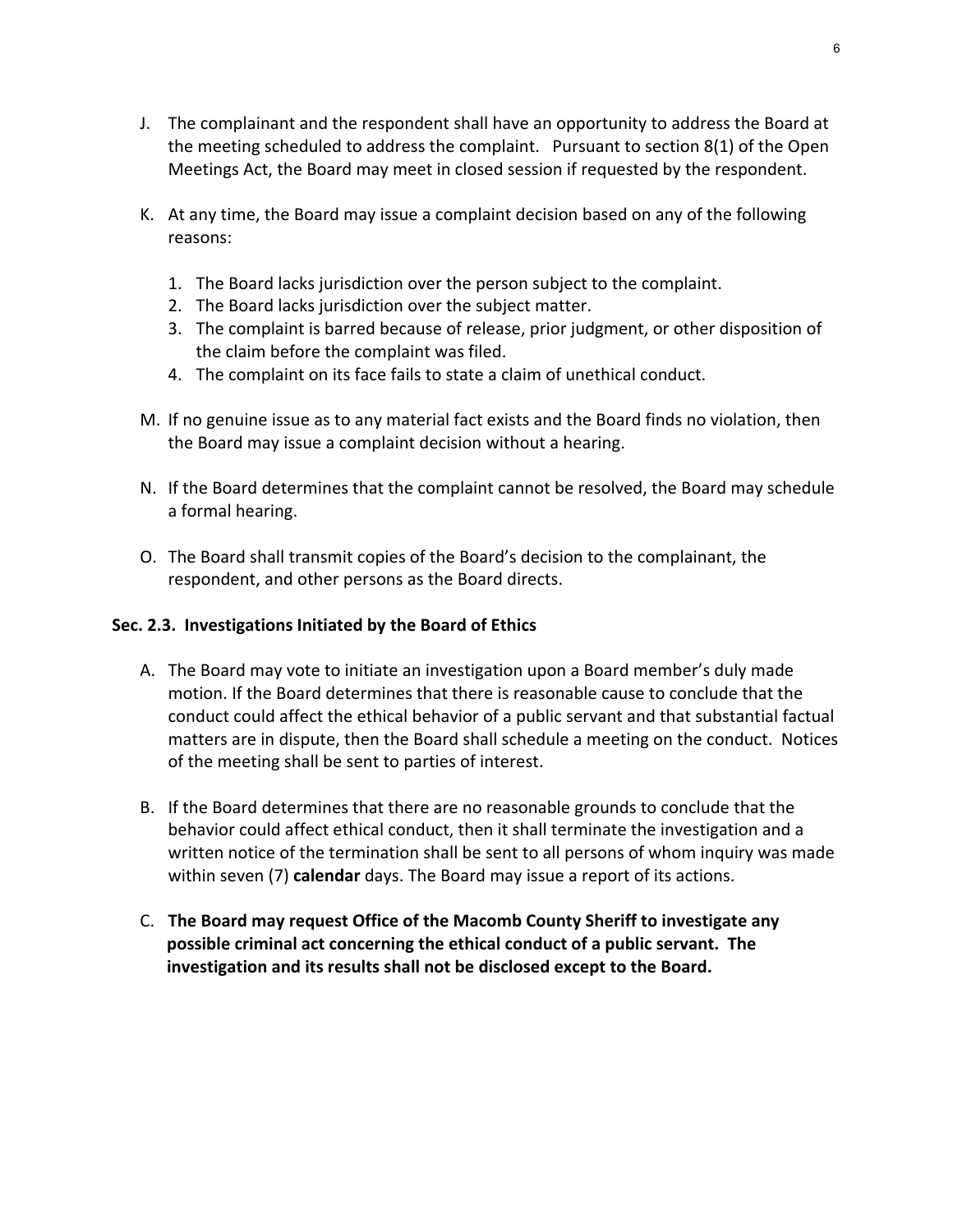J. The complainant and the respondent shall have an opportunity to address the Board at the meeting scheduled to address the complaint. Pursuant to section 8(1) of the Open Meetings Act, the Board may meet in closed session if requested by the respondent.

K. At any time, the Board may issue a complaint decision based on any of the following reasons:

   1. The Board lacks jurisdiction over the person subject to the complaint.
   2. The Board lacks jurisdiction over the subject matter.
   3. The complaint is barred because of release, prior judgment, or other disposition of the claim before the complaint was filed.
   4. The complaint on its face fails to state a claim of unethical conduct.

M. If no genuine issue as to any material fact exists and the Board finds no violation, then the Board may issue a complaint decision without a hearing.

N. If the Board determines that the complaint cannot be resolved, the Board may schedule a formal hearing.

O. The Board shall transmit copies of the Board's decision to the complainant, the respondent, and other persons as the Board directs.

**Sec. 2.3. Investigations Initiated by the Board of Ethics**

A. The Board may vote to initiate an investigation upon a Board member's duly made motion. If the Board determines that there is reasonable cause to conclude that the conduct could affect the ethical behavior of a public servant and that substantial factual matters are in dispute, then the Board shall schedule a meeting on the conduct. Notices of the meeting shall be sent to parties of interest.

B. If the Board determines that there are no reasonable grounds to conclude that the behavior could affect ethical conduct, then it shall terminate the investigation and a written notice of the termination shall be sent to all persons of whom inquiry was made within seven (7) **calendar** days. The Board may issue a report of its actions.

C. **The Board may request Office of the Macomb County Sheriff to investigate any possible criminal act concerning the ethical conduct of a public servant. The investigation and its results shall not be disclosed except to the Board.**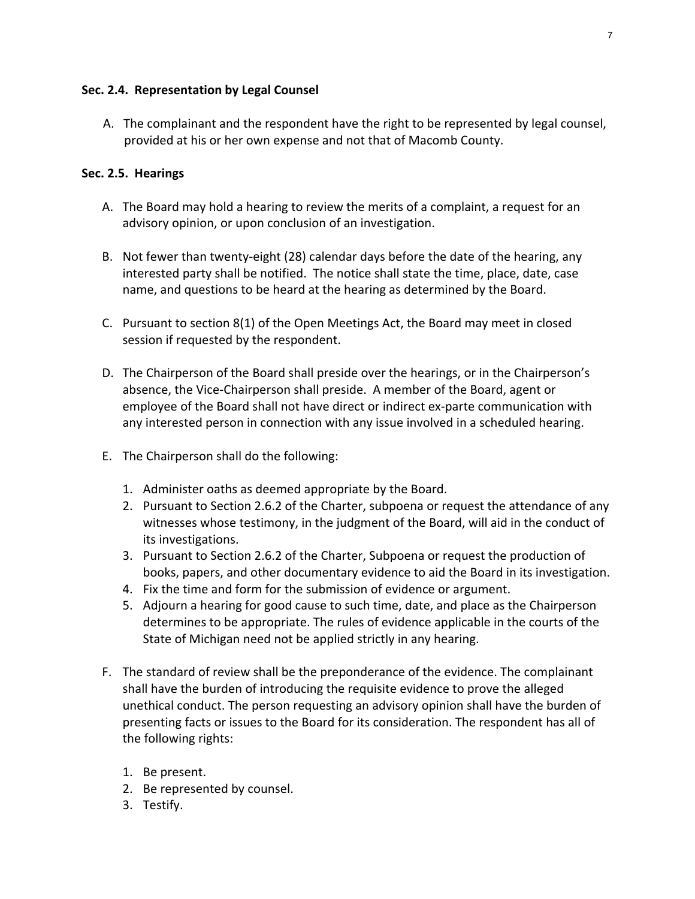### Sec. 2.4. Representation by Legal Counsel

A. The complainant and the respondent have the right to be represented by legal counsel, provided at his or her own expense and not that of Macomb County.

### Sec. 2.5. Hearings

A. The Board may hold a hearing to review the merits of a complaint, a request for an advisory opinion, or upon conclusion of an investigation.

B. Not fewer than twenty-eight (28) calendar days before the date of the hearing, any interested party shall be notified. The notice shall state the time, place, date, case name, and questions to be heard at the hearing as determined by the Board.

C. Pursuant to section 8(1) of the Open Meetings Act, the Board may meet in closed session if requested by the respondent.

D. The Chairperson of the Board shall preside over the hearings, or in the Chairperson's absence, the Vice-Chairperson shall preside. A member of the Board, agent or employee of the Board shall not have direct or indirect ex-parte communication with any interested person in connection with any issue involved in a scheduled hearing.

E. The Chairperson shall do the following:

   1. Administer oaths as deemed appropriate by the Board.
   2. Pursuant to Section 2.6.2 of the Charter, subpoena or request the attendance of any witnesses whose testimony, in the judgment of the Board, will aid in the conduct of its investigations.
   3. Pursuant to Section 2.6.2 of the Charter, Subpoena or request the production of books, papers, and other documentary evidence to aid the Board in its investigation.
   4. Fix the time and form for the submission of evidence or argument.
   5. Adjourn a hearing for good cause to such time, date, and place as the Chairperson determines to be appropriate. The rules of evidence applicable in the courts of the State of Michigan need not be applied strictly in any hearing.

F. The standard of review shall be the preponderance of the evidence. The complainant shall have the burden of introducing the requisite evidence to prove the alleged unethical conduct. The person requesting an advisory opinion shall have the burden of presenting facts or issues to the Board for its consideration. The respondent has all of the following rights:

   1. Be present.
   2. Be represented by counsel.
   3. Testify.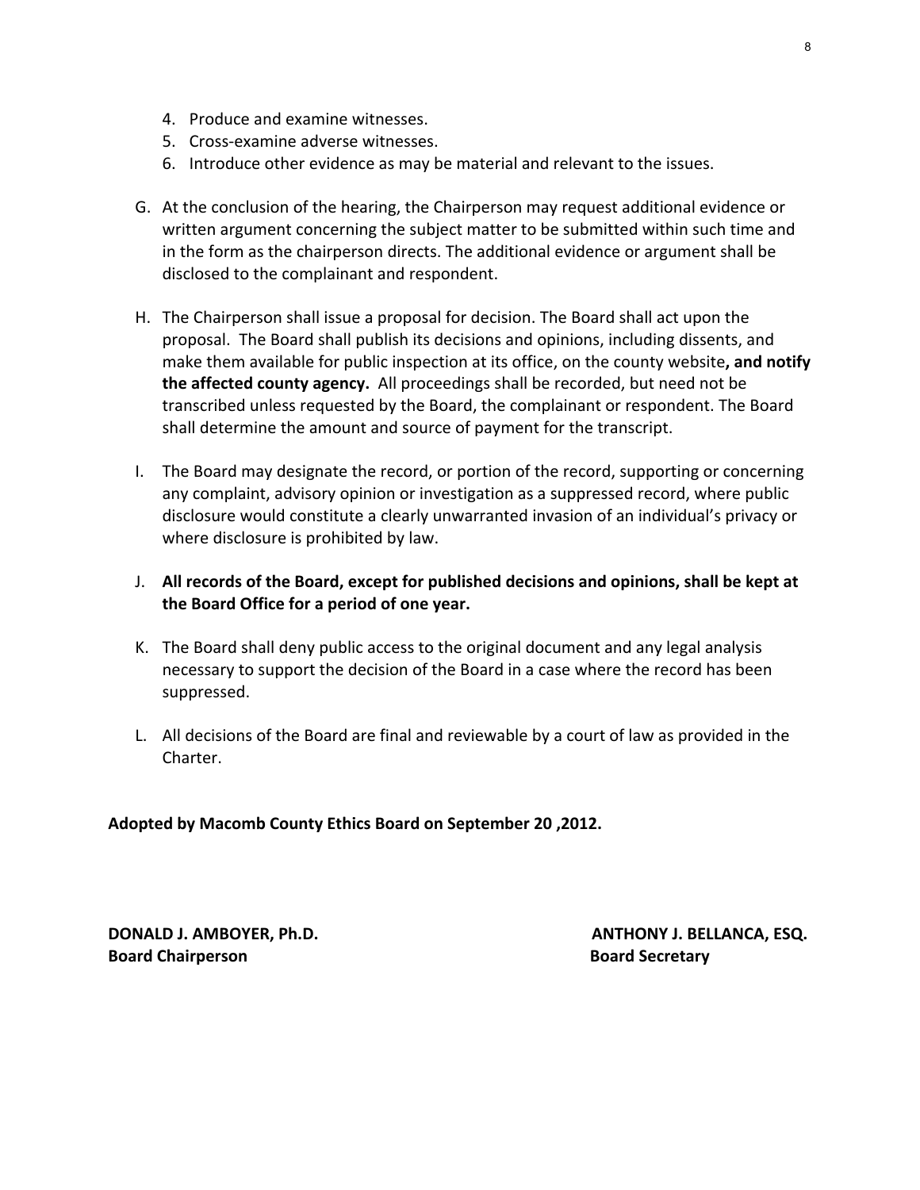4. Produce and examine witnesses.
5. Cross-examine adverse witnesses.
6. Introduce other evidence as may be material and relevant to the issues.

G. At the conclusion of the hearing, the Chairperson may request additional evidence or written argument concerning the subject matter to be submitted within such time and in the form as the chairperson directs. The additional evidence or argument shall be disclosed to the complainant and respondent.

H. The Chairperson shall issue a proposal for decision. The Board shall act upon the proposal. The Board shall publish its decisions and opinions, including dissents, and make them available for public inspection at its office, on the county website**, and notify the affected county agency.** All proceedings shall be recorded, but need not be transcribed unless requested by the Board, the complainant or respondent. The Board shall determine the amount and source of payment for the transcript.

I. The Board may designate the record, or portion of the record, supporting or concerning any complaint, advisory opinion or investigation as a suppressed record, where public disclosure would constitute a clearly unwarranted invasion of an individual's privacy or where disclosure is prohibited by law.

J. **All records of the Board, except for published decisions and opinions, shall be kept at the Board Office for a period of one year.**

K. The Board shall deny public access to the original document and any legal analysis necessary to support the decision of the Board in a case where the record has been suppressed.

L. All decisions of the Board are final and reviewable by a court of law as provided in the Charter.

**Adopted by Macomb County Ethics Board on September 20 ,2012.**

**DONALD J. AMBOYER, Ph.D.**
**Board Chairperson**

**ANTHONY J. BELLANCA, ESQ.**
**Board Secretary**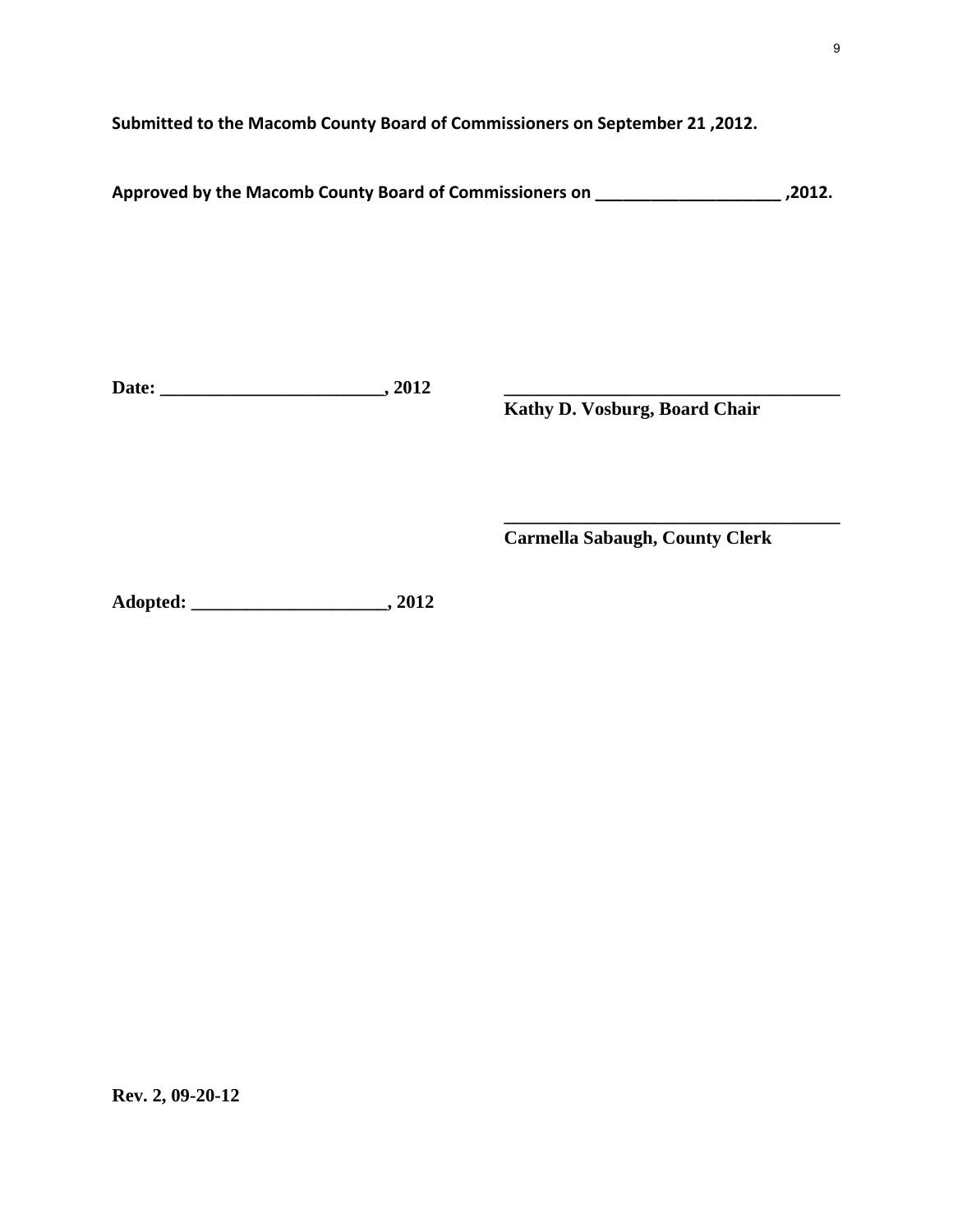**Submitted to the Macomb County Board of Commissioners on September 21 ,2012.**

**Approved by the Macomb County Board of Commissioners on _____________________ ,2012.**

**Date: _________________________, 2012**

**_____________________________________**
**Kathy D. Vosburg, Board Chair**

**_____________________________________**
**Carmella Sabaugh, County Clerk**

**Adopted: _____________________, 2012**

**Rev. 2, 09-20-12**